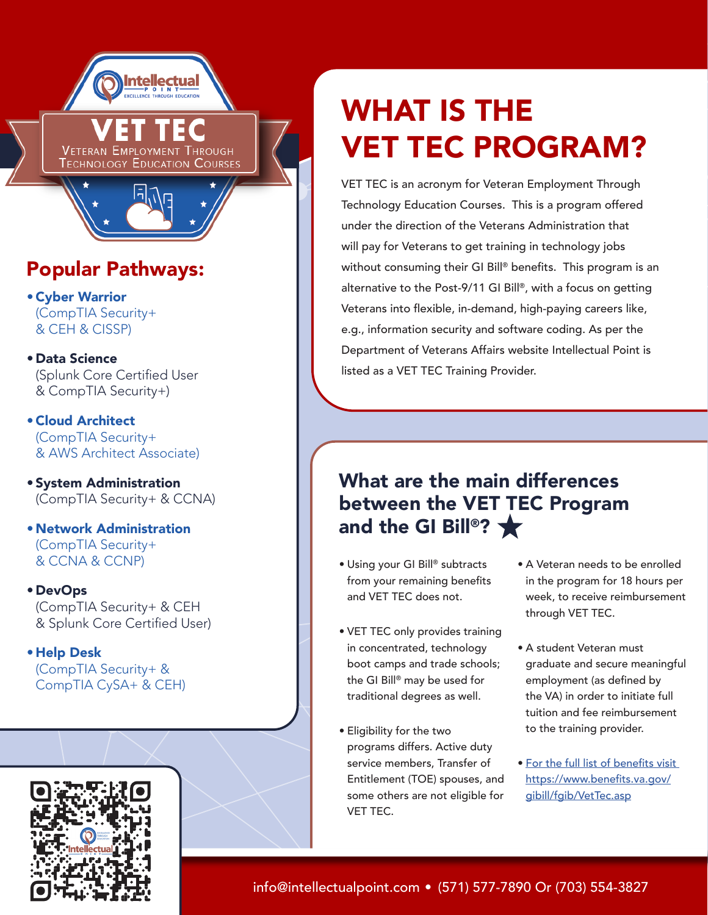Intellectual Point
EXCELLENCE THROUGH EDUCATION

# VET TEC

VETERAN EMPLOYMENT THROUGH TECHNOLOGY EDUCATION COURSES

## Popular Pathways:

- **Cyber Warrior**
  (CompTIA Security+ & CEH & CISSP)
- **Data Science**
  (Splunk Core Certified User & CompTIA Security+)
- **Cloud Architect**
  (CompTIA Security+ & AWS Architect Associate)
- **System Administration**
  (CompTIA Security+ & CCNA)
- **Network Administration**
  (CompTIA Security+ & CCNA & CCNP)
- **DevOps**
  (CompTIA Security+ & CEH & Splunk Core Certified User)
- **Help Desk**
  (CompTIA Security+ & CompTIA CySA+ & CEH)

# WHAT IS THE VET TEC PROGRAM?

VET TEC is an acronym for Veteran Employment Through Technology Education Courses. This is a program offered under the direction of the Veterans Administration that will pay for Veterans to get training in technology jobs without consuming their GI Bill® benefits. This program is an alternative to the Post-9/11 GI Bill®, with a focus on getting Veterans into flexible, in-demand, high-paying careers like, e.g., information security and software coding. As per the Department of Veterans Affairs website Intellectual Point is listed as a VET TEC Training Provider.

## What are the main differences between the VET TEC Program and the GI Bill®? ★

- Using your GI Bill® subtracts from your remaining benefits and VET TEC does not.
- VET TEC only provides training in concentrated, technology boot camps and trade schools; the GI Bill® may be used for traditional degrees as well.
- Eligibility for the two programs differs. Active duty service members, Transfer of Entitlement (TOE) spouses, and some others are not eligible for VET TEC.
- A Veteran needs to be enrolled in the program for 18 hours per week, to receive reimbursement through VET TEC.
- A student Veteran must graduate and secure meaningful employment (as defined by the VA) in order to initiate full tuition and fee reimbursement to the training provider.
- For the full list of benefits visit https://www.benefits.va.gov/gibill/fgib/VetTec.asp

info@intellectualpoint.com • (571) 577-7890 Or (703) 554-3827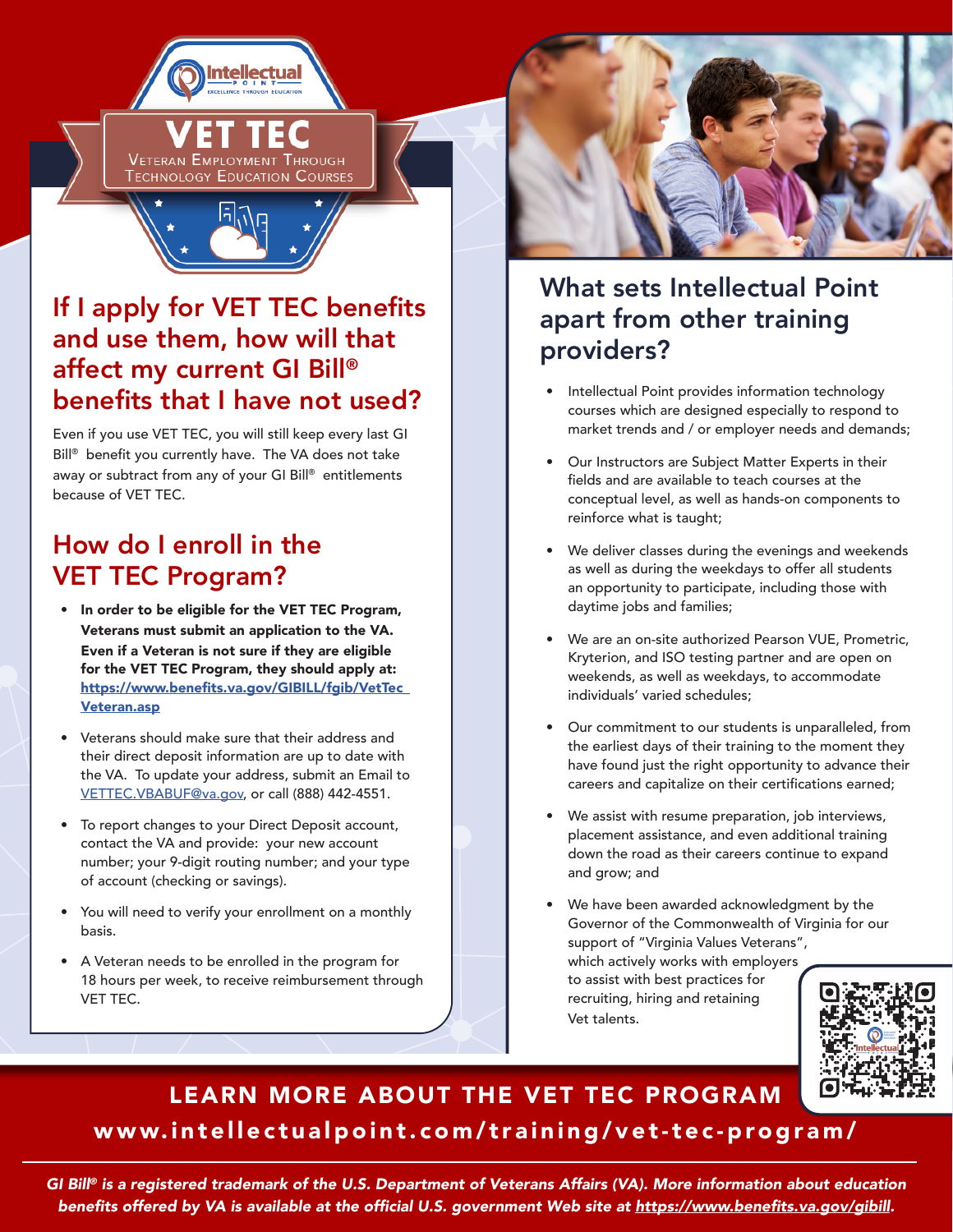Intellectual POINT
EXCELLENCE THROUGH EDUCATION

# VET TEC

VETERAN EMPLOYMENT THROUGH TECHNOLOGY EDUCATION COURSES

## If I apply for VET TEC benefits and use them, how will that affect my current GI Bill® benefits that I have not used?

Even if you use VET TEC, you will still keep every last GI Bill® benefit you currently have. The VA does not take away or subtract from any of your GI Bill® entitlements because of VET TEC.

## How do I enroll in the VET TEC Program?

- **In order to be eligible for the VET TEC Program, Veterans must submit an application to the VA. Even if a Veteran is not sure if they are eligible for the VET TEC Program, they should apply at: https://www.benefits.va.gov/GIBILL/fgib/VetTec_Veteran.asp**
- Veterans should make sure that their address and their direct deposit information are up to date with the VA. To update your address, submit an Email to VETTEC.VBABUF@va.gov, or call (888) 442-4551.
- To report changes to your Direct Deposit account, contact the VA and provide: your new account number; your 9-digit routing number; and your type of account (checking or savings).
- You will need to verify your enrollment on a monthly basis.
- A Veteran needs to be enrolled in the program for 18 hours per week, to receive reimbursement through VET TEC.

## What sets Intellectual Point apart from other training providers?

- Intellectual Point provides information technology courses which are designed especially to respond to market trends and / or employer needs and demands;
- Our Instructors are Subject Matter Experts in their fields and are available to teach courses at the conceptual level, as well as hands-on components to reinforce what is taught;
- We deliver classes during the evenings and weekends as well as during the weekdays to offer all students an opportunity to participate, including those with daytime jobs and families;
- We are an on-site authorized Pearson VUE, Prometric, Kryterion, and ISO testing partner and are open on weekends, as well as weekdays, to accommodate individuals' varied schedules;
- Our commitment to our students is unparalleled, from the earliest days of their training to the moment they have found just the right opportunity to advance their careers and capitalize on their certifications earned;
- We assist with resume preparation, job interviews, placement assistance, and even additional training down the road as their careers continue to expand and grow; and
- We have been awarded acknowledgment by the Governor of the Commonwealth of Virginia for our support of "Virginia Values Veterans", which actively works with employers to assist with best practices for recruiting, hiring and retaining Vet talents.

## LEARN MORE ABOUT THE VET TEC PROGRAM

**www.intellectualpoint.com/training/vet-tec-program/**

***GI Bill® is a registered trademark of the U.S. Department of Veterans Affairs (VA). More information about education benefits offered by VA is available at the official U.S. government Web site at https://www.benefits.va.gov/gibill.***